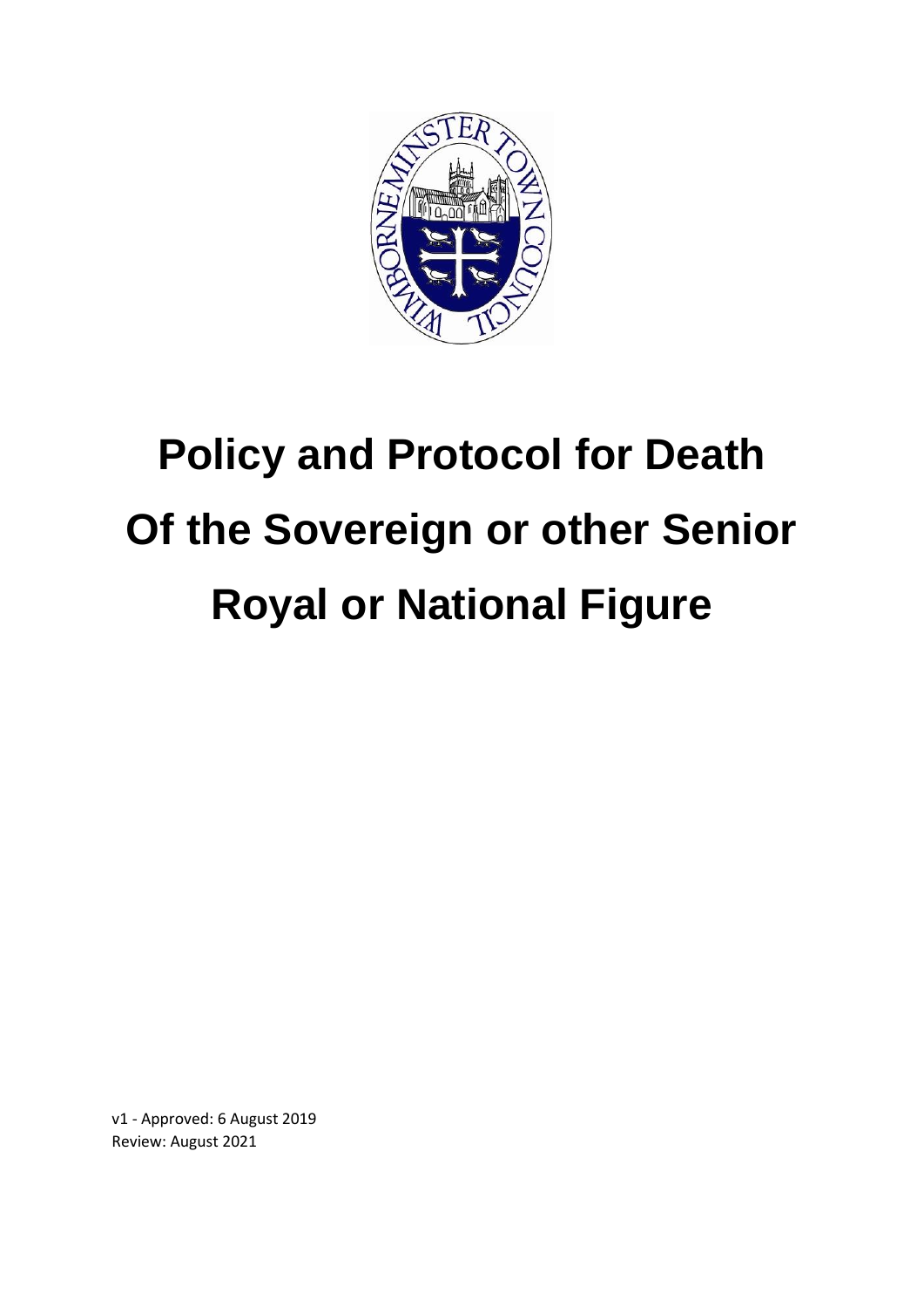# Policy and Protocol for Death Of the Sovereign or other Senior Royal or National Figure

v1 - Approved: 6 August 2019
Review: August 2021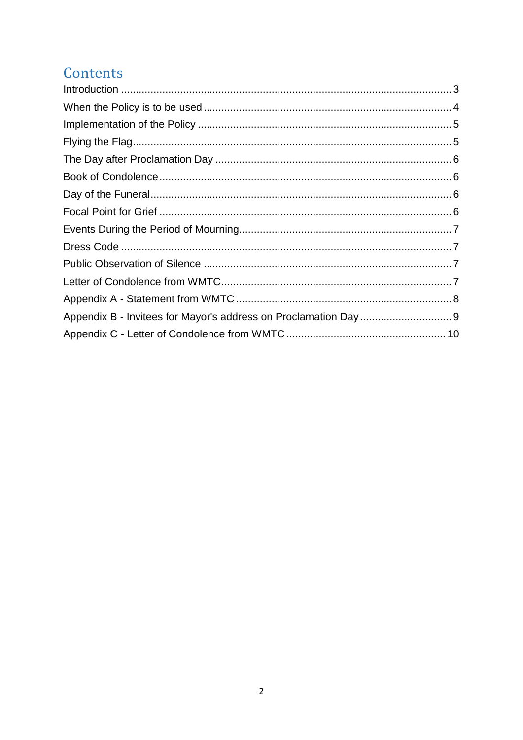# Contents

Introduction ........................................................................................................ 3
When the Policy is to be used ............................................................................. 4
Implementation of the Policy .............................................................................. 5
Flying the Flag..................................................................................................... 5
The Day after Proclamation Day ......................................................................... 6
Book of Condolence ............................................................................................ 6
Day of the Funeral............................................................................................... 6
Focal Point for Grief ............................................................................................ 6
Events During the Period of Mourning................................................................. 7
Dress Code ......................................................................................................... 7
Public Observation of Silence ............................................................................. 7
Letter of Condolence from WMTC....................................................................... 7
Appendix A - Statement from WMTC .................................................................. 8
Appendix B - Invitees for Mayor's address on Proclamation Day ........................ 9
Appendix C - Letter of Condolence from WMTC ............................................... 10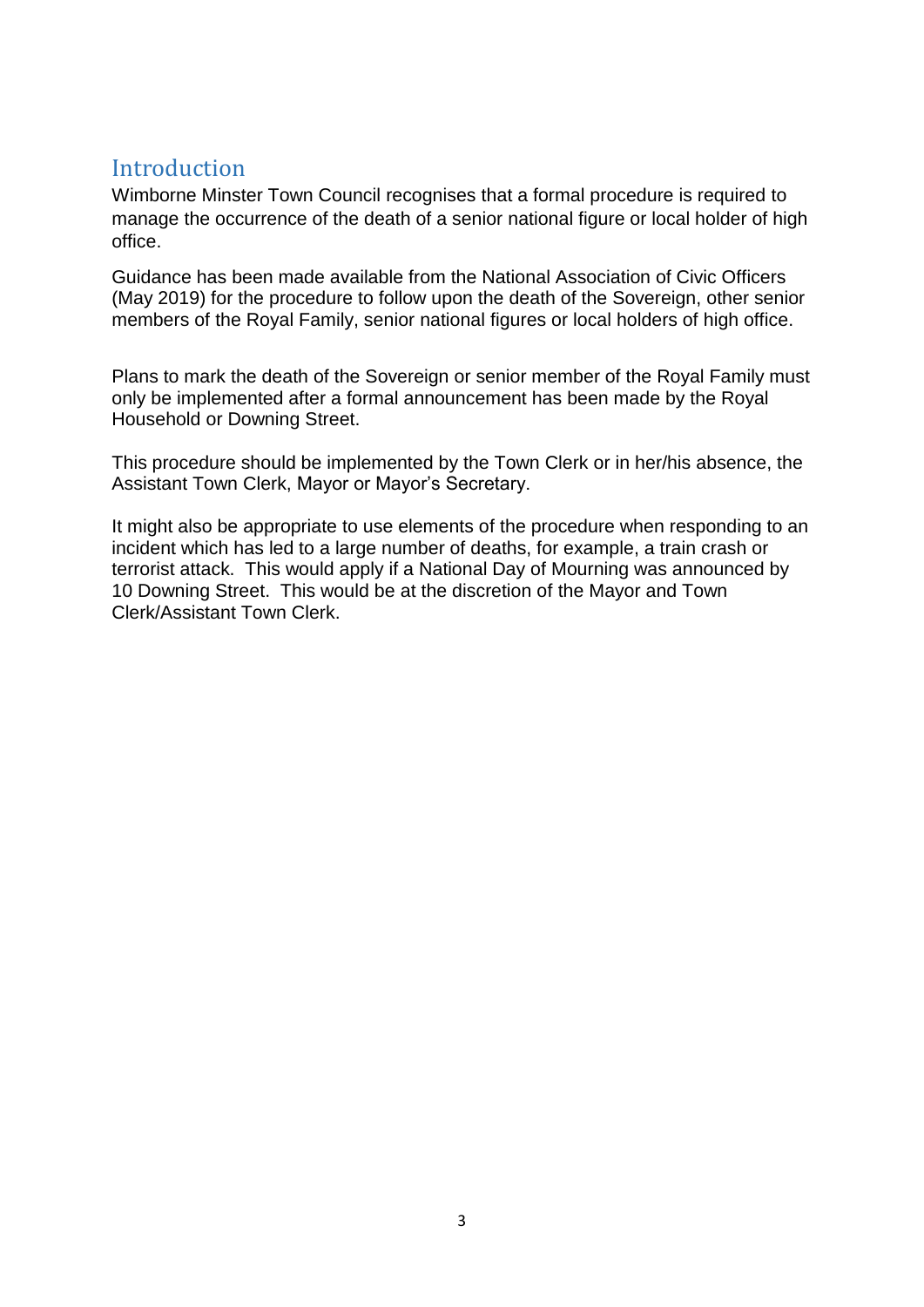## Introduction

Wimborne Minster Town Council recognises that a formal procedure is required to manage the occurrence of the death of a senior national figure or local holder of high office.

Guidance has been made available from the National Association of Civic Officers (May 2019) for the procedure to follow upon the death of the Sovereign, other senior members of the Royal Family, senior national figures or local holders of high office.

Plans to mark the death of the Sovereign or senior member of the Royal Family must only be implemented after a formal announcement has been made by the Royal Household or Downing Street.

This procedure should be implemented by the Town Clerk or in her/his absence, the Assistant Town Clerk, Mayor or Mayor's Secretary.

It might also be appropriate to use elements of the procedure when responding to an incident which has led to a large number of deaths, for example, a train crash or terrorist attack. This would apply if a National Day of Mourning was announced by 10 Downing Street. This would be at the discretion of the Mayor and Town Clerk/Assistant Town Clerk.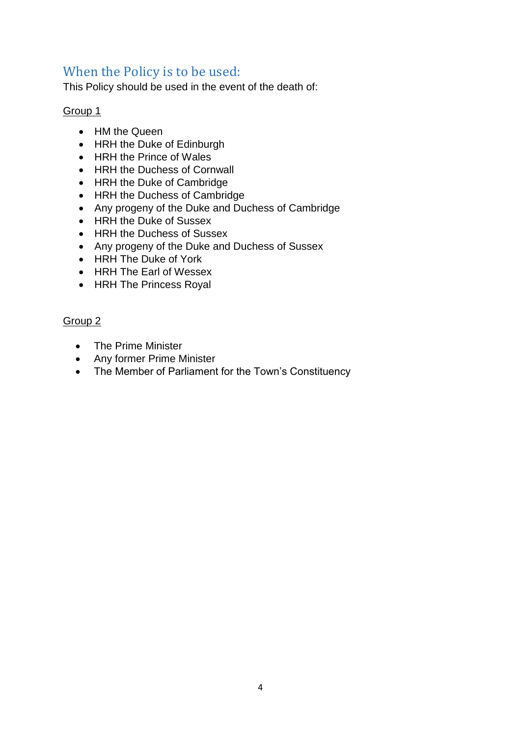## When the Policy is to be used:

This Policy should be used in the event of the death of:

<u>Group 1</u>

- HM the Queen
- HRH the Duke of Edinburgh
- HRH the Prince of Wales
- HRH the Duchess of Cornwall
- HRH the Duke of Cambridge
- HRH the Duchess of Cambridge
- Any progeny of the Duke and Duchess of Cambridge
- HRH the Duke of Sussex
- HRH the Duchess of Sussex
- Any progeny of the Duke and Duchess of Sussex
- HRH The Duke of York
- HRH The Earl of Wessex
- HRH The Princess Royal

<u>Group 2</u>

- The Prime Minister
- Any former Prime Minister
- The Member of Parliament for the Town's Constituency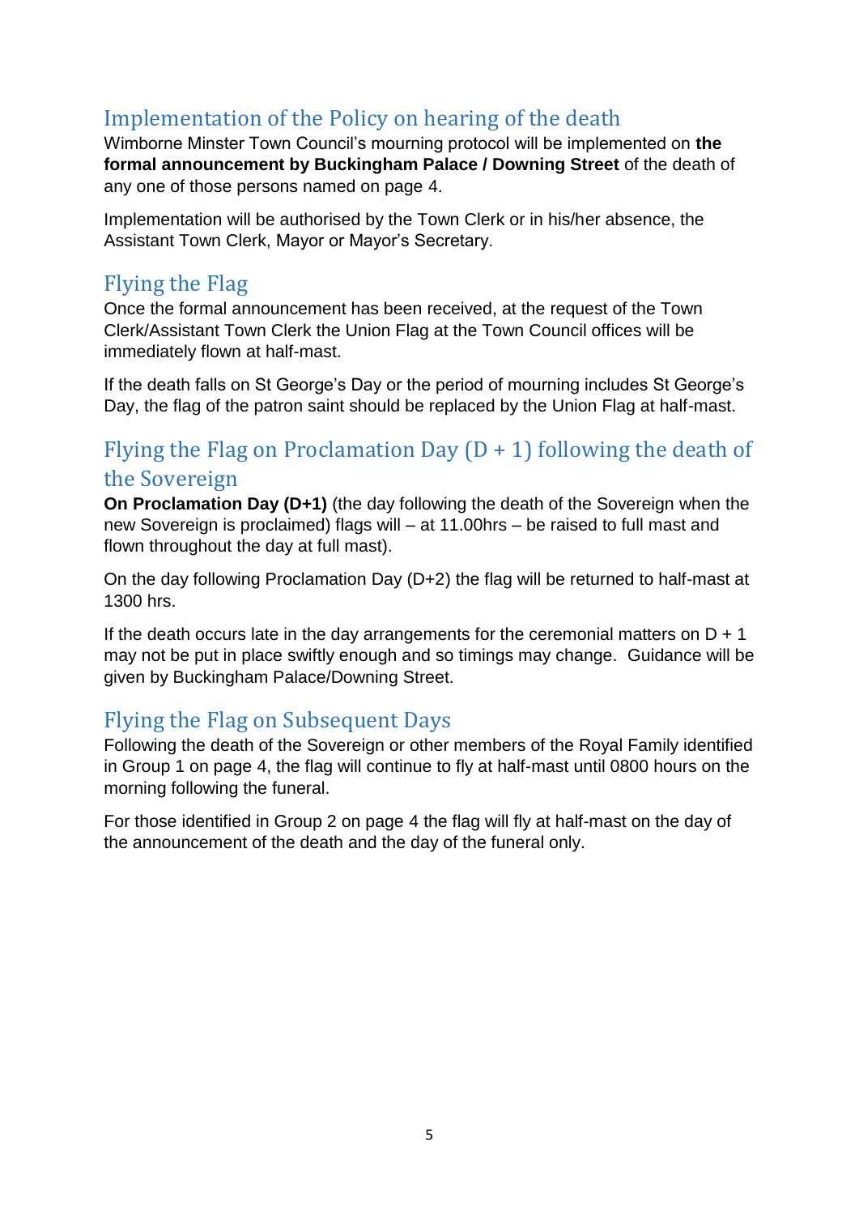## Implementation of the Policy on hearing of the death

Wimborne Minster Town Council's mourning protocol will be implemented on **the formal announcement by Buckingham Palace / Downing Street** of the death of any one of those persons named on page 4.

Implementation will be authorised by the Town Clerk or in his/her absence, the Assistant Town Clerk, Mayor or Mayor's Secretary.

## Flying the Flag

Once the formal announcement has been received, at the request of the Town Clerk/Assistant Town Clerk the Union Flag at the Town Council offices will be immediately flown at half-mast.

If the death falls on St George's Day or the period of mourning includes St George's Day, the flag of the patron saint should be replaced by the Union Flag at half-mast.

## Flying the Flag on Proclamation Day (D + 1) following the death of the Sovereign

**On Proclamation Day (D+1)** (the day following the death of the Sovereign when the new Sovereign is proclaimed) flags will – at 11.00hrs – be raised to full mast and flown throughout the day at full mast).

On the day following Proclamation Day (D+2) the flag will be returned to half-mast at 1300 hrs.

If the death occurs late in the day arrangements for the ceremonial matters on D + 1 may not be put in place swiftly enough and so timings may change. Guidance will be given by Buckingham Palace/Downing Street.

## Flying the Flag on Subsequent Days

Following the death of the Sovereign or other members of the Royal Family identified in Group 1 on page 4, the flag will continue to fly at half-mast until 0800 hours on the morning following the funeral.

For those identified in Group 2 on page 4 the flag will fly at half-mast on the day of the announcement of the death and the day of the funeral only.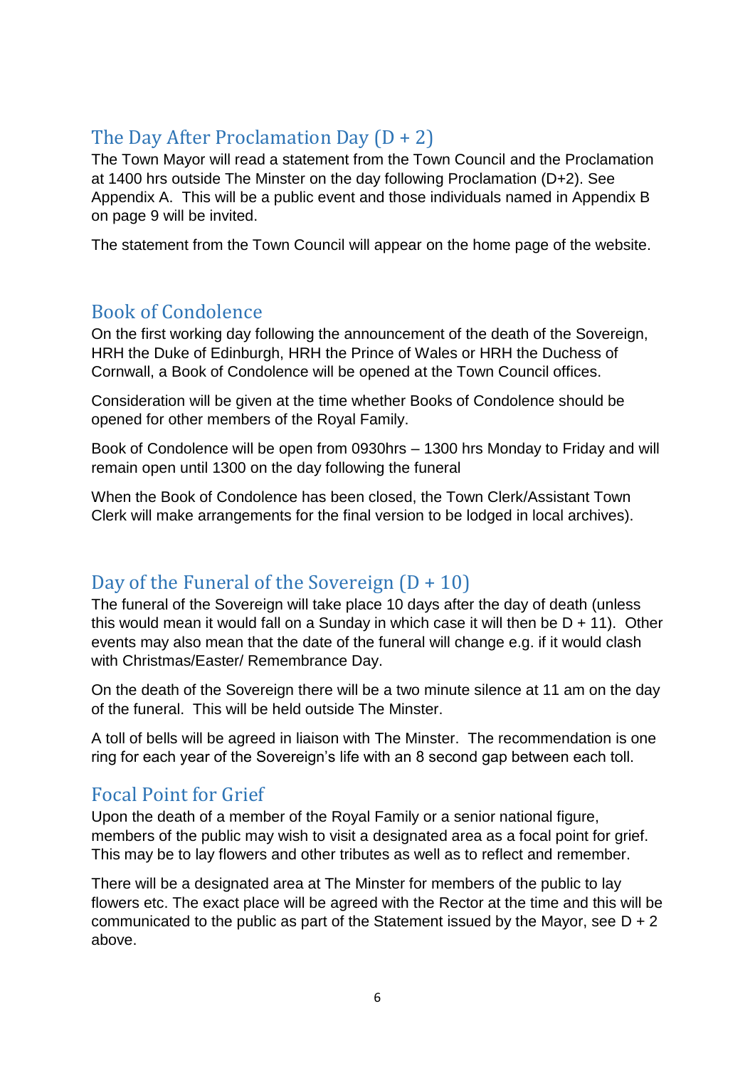## The Day After Proclamation Day (D + 2)

The Town Mayor will read a statement from the Town Council and the Proclamation at 1400 hrs outside The Minster on the day following Proclamation (D+2). See Appendix A. This will be a public event and those individuals named in Appendix B on page 9 will be invited.

The statement from the Town Council will appear on the home page of the website.

## Book of Condolence

On the first working day following the announcement of the death of the Sovereign, HRH the Duke of Edinburgh, HRH the Prince of Wales or HRH the Duchess of Cornwall, a Book of Condolence will be opened at the Town Council offices.

Consideration will be given at the time whether Books of Condolence should be opened for other members of the Royal Family.

Book of Condolence will be open from 0930hrs – 1300 hrs Monday to Friday and will remain open until 1300 on the day following the funeral

When the Book of Condolence has been closed, the Town Clerk/Assistant Town Clerk will make arrangements for the final version to be lodged in local archives).

## Day of the Funeral of the Sovereign (D + 10)

The funeral of the Sovereign will take place 10 days after the day of death (unless this would mean it would fall on a Sunday in which case it will then be D + 11). Other events may also mean that the date of the funeral will change e.g. if it would clash with Christmas/Easter/ Remembrance Day.

On the death of the Sovereign there will be a two minute silence at 11 am on the day of the funeral. This will be held outside The Minster.

A toll of bells will be agreed in liaison with The Minster. The recommendation is one ring for each year of the Sovereign's life with an 8 second gap between each toll.

## Focal Point for Grief

Upon the death of a member of the Royal Family or a senior national figure, members of the public may wish to visit a designated area as a focal point for grief. This may be to lay flowers and other tributes as well as to reflect and remember.

There will be a designated area at The Minster for members of the public to lay flowers etc. The exact place will be agreed with the Rector at the time and this will be communicated to the public as part of the Statement issued by the Mayor, see D + 2 above.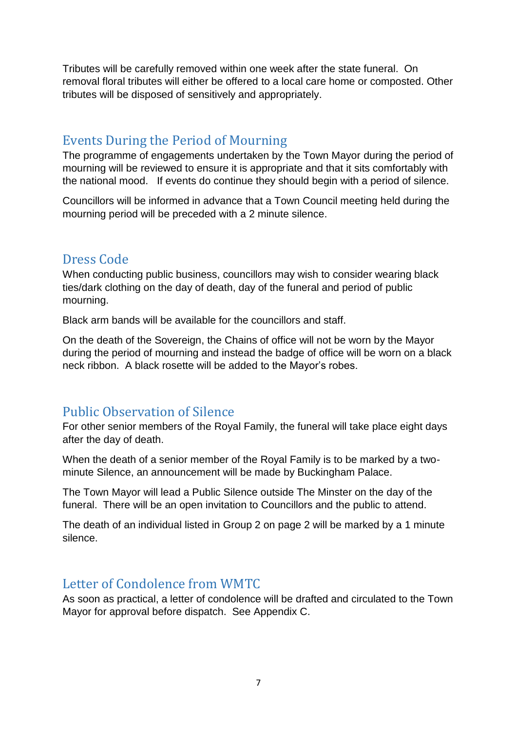Tributes will be carefully removed within one week after the state funeral. On removal floral tributes will either be offered to a local care home or composted. Other tributes will be disposed of sensitively and appropriately.

## Events During the Period of Mourning

The programme of engagements undertaken by the Town Mayor during the period of mourning will be reviewed to ensure it is appropriate and that it sits comfortably with the national mood. If events do continue they should begin with a period of silence.

Councillors will be informed in advance that a Town Council meeting held during the mourning period will be preceded with a 2 minute silence.

## Dress Code

When conducting public business, councillors may wish to consider wearing black ties/dark clothing on the day of death, day of the funeral and period of public mourning.

Black arm bands will be available for the councillors and staff.

On the death of the Sovereign, the Chains of office will not be worn by the Mayor during the period of mourning and instead the badge of office will be worn on a black neck ribbon. A black rosette will be added to the Mayor's robes.

## Public Observation of Silence

For other senior members of the Royal Family, the funeral will take place eight days after the day of death.

When the death of a senior member of the Royal Family is to be marked by a two-minute Silence, an announcement will be made by Buckingham Palace.

The Town Mayor will lead a Public Silence outside The Minster on the day of the funeral. There will be an open invitation to Councillors and the public to attend.

The death of an individual listed in Group 2 on page 2 will be marked by a 1 minute silence.

## Letter of Condolence from WMTC

As soon as practical, a letter of condolence will be drafted and circulated to the Town Mayor for approval before dispatch. See Appendix C.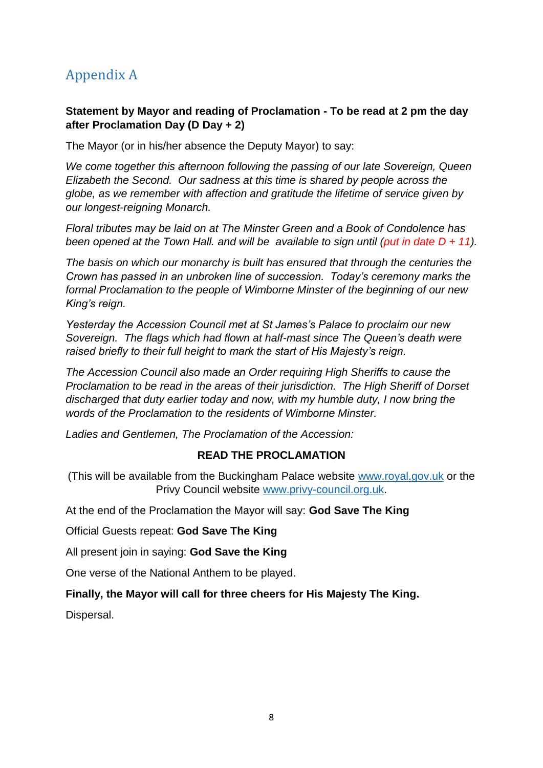# Appendix A

**Statement by Mayor and reading of Proclamation - To be read at 2 pm the day after Proclamation Day (D Day + 2)**

The Mayor (or in his/her absence the Deputy Mayor) to say:

*We come together this afternoon following the passing of our late Sovereign, Queen Elizabeth the Second. Our sadness at this time is shared by people across the globe, as we remember with affection and gratitude the lifetime of service given by our longest-reigning Monarch.*

*Floral tributes may be laid on at The Minster Green and a Book of Condolence has been opened at the Town Hall. and will be available to sign until (put in date D + 11).*

*The basis on which our monarchy is built has ensured that through the centuries the Crown has passed in an unbroken line of succession. Today's ceremony marks the formal Proclamation to the people of Wimborne Minster of the beginning of our new King's reign.*

*Yesterday the Accession Council met at St James's Palace to proclaim our new Sovereign. The flags which had flown at half-mast since The Queen's death were raised briefly to their full height to mark the start of His Majesty's reign.*

*The Accession Council also made an Order requiring High Sheriffs to cause the Proclamation to be read in the areas of their jurisdiction. The High Sheriff of Dorset discharged that duty earlier today and now, with my humble duty, I now bring the words of the Proclamation to the residents of Wimborne Minster.*

*Ladies and Gentlemen, The Proclamation of the Accession:*

**READ THE PROCLAMATION**

(This will be available from the Buckingham Palace website www.royal.gov.uk or the Privy Council website www.privy-council.org.uk.

At the end of the Proclamation the Mayor will say: **God Save The King**

Official Guests repeat: **God Save The King**

All present join in saying: **God Save the King**

One verse of the National Anthem to be played.

**Finally, the Mayor will call for three cheers for His Majesty The King.**

Dispersal.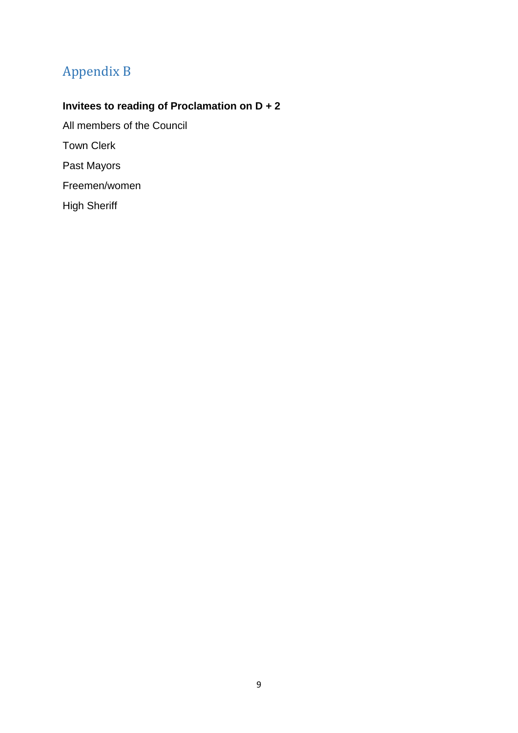# Appendix B

**Invitees to reading of Proclamation on D + 2**

All members of the Council

Town Clerk

Past Mayors

Freemen/women

High Sheriff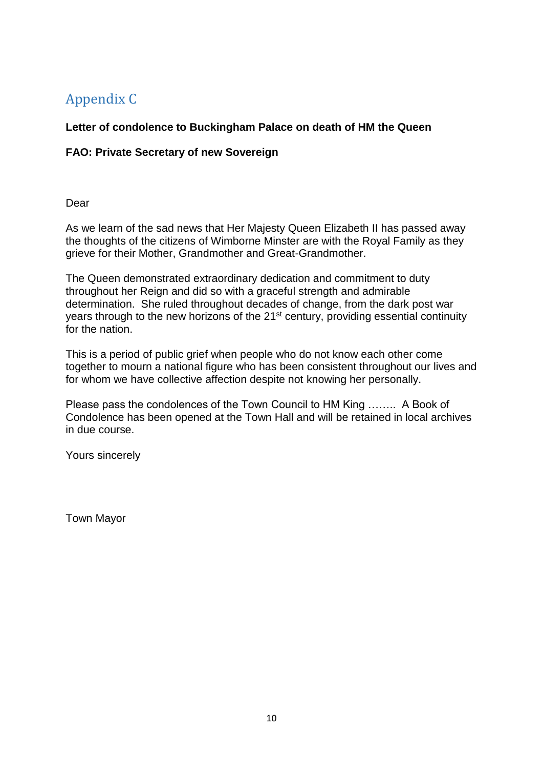# Appendix C

**Letter of condolence to Buckingham Palace on death of HM the Queen**

**FAO: Private Secretary of new Sovereign**

Dear

As we learn of the sad news that Her Majesty Queen Elizabeth II has passed away the thoughts of the citizens of Wimborne Minster are with the Royal Family as they grieve for their Mother, Grandmother and Great-Grandmother.

The Queen demonstrated extraordinary dedication and commitment to duty throughout her Reign and did so with a graceful strength and admirable determination. She ruled throughout decades of change, from the dark post war years through to the new horizons of the 21st century, providing essential continuity for the nation.

This is a period of public grief when people who do not know each other come together to mourn a national figure who has been consistent throughout our lives and for whom we have collective affection despite not knowing her personally.

Please pass the condolences of the Town Council to HM King …….. A Book of Condolence has been opened at the Town Hall and will be retained in local archives in due course.

Yours sincerely

Town Mayor